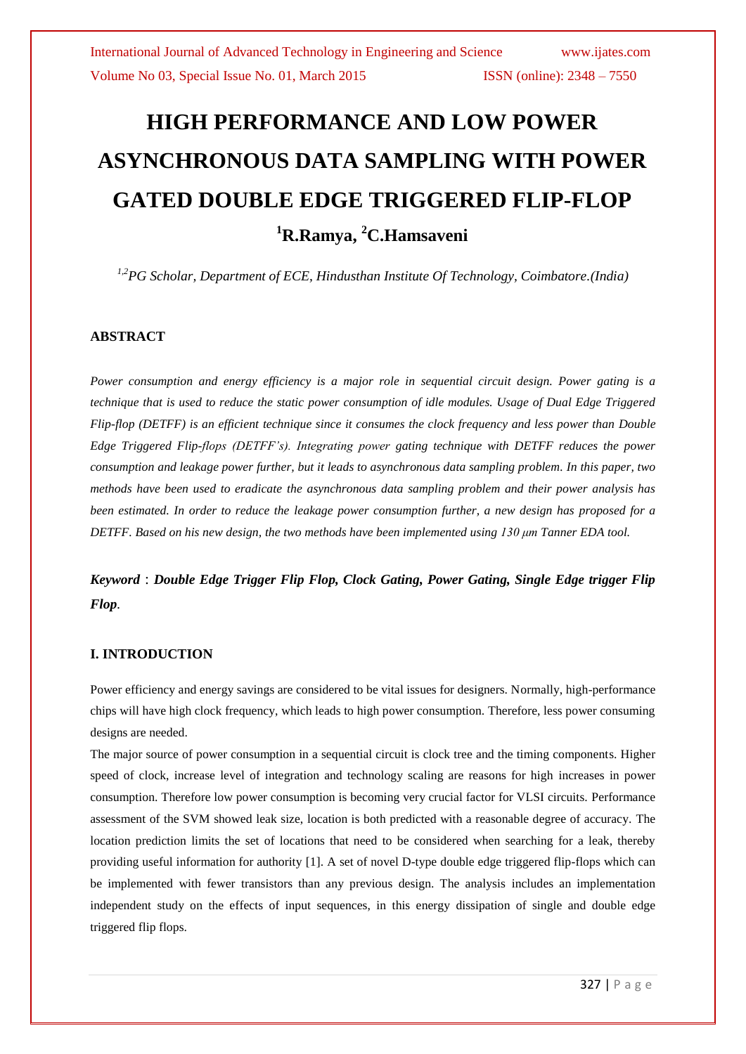# HIGH PERFORMANCE AND LOW POWER ASYNCHRONOUS DATA SAMPLING WITH POWER GATED DOUBLE EDGE TRIGGERED FLIP-FLOP

## [1]R.Ramya, [2]C.Hamsaveni

*[1,2]PG Scholar, Department of ECE, Hindusthan Institute Of Technology, Coimbatore.(India)*

### ABSTRACT

*Power consumption and energy efficiency is a major role in sequential circuit design. Power gating is a technique that is used to reduce the static power consumption of idle modules. Usage of Dual Edge Triggered Flip-flop (DETFF) is an efficient technique since it consumes the clock frequency and less power than Double Edge Triggered Flip-flops (DETFF's). Integrating power gating technique with DETFF reduces the power consumption and leakage power further, but it leads to asynchronous data sampling problem. In this paper, two methods have been used to eradicate the asynchronous data sampling problem and their power analysis has been estimated. In order to reduce the leakage power consumption further, a new design has proposed for a DETFF. Based on his new design, the two methods have been implemented using 130 μm Tanner EDA tool.*

***Keyword*** : ***Double Edge Trigger Flip Flop, Clock Gating, Power Gating, Single Edge trigger Flip Flop****.*

### I. INTRODUCTION

Power efficiency and energy savings are considered to be vital issues for designers. Normally, high-performance chips will have high clock frequency, which leads to high power consumption. Therefore, less power consuming designs are needed.

The major source of power consumption in a sequential circuit is clock tree and the timing components. Higher speed of clock, increase level of integration and technology scaling are reasons for high increases in power consumption. Therefore low power consumption is becoming very crucial factor for VLSI circuits. Performance assessment of the SVM showed leak size, location is both predicted with a reasonable degree of accuracy. The location prediction limits the set of locations that need to be considered when searching for a leak, thereby providing useful information for authority [1]. A set of novel D-type double edge triggered flip-flops which can be implemented with fewer transistors than any previous design. The analysis includes an implementation independent study on the effects of input sequences, in this energy dissipation of single and double edge triggered flip flops.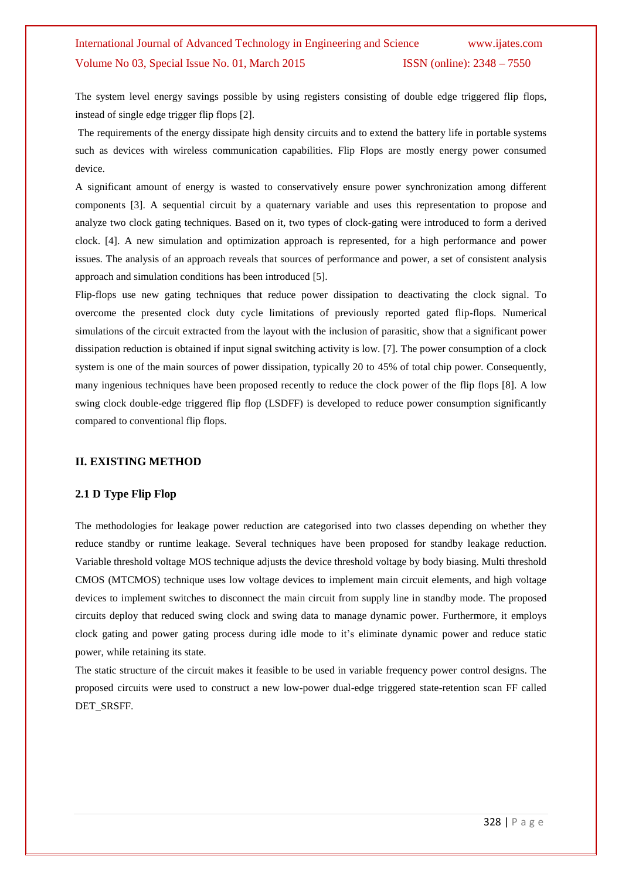The system level energy savings possible by using registers consisting of double edge triggered flip flops, instead of single edge trigger flip flops [2].

The requirements of the energy dissipate high density circuits and to extend the battery life in portable systems such as devices with wireless communication capabilities. Flip Flops are mostly energy power consumed device.

A significant amount of energy is wasted to conservatively ensure power synchronization among different components [3]. A sequential circuit by a quaternary variable and uses this representation to propose and analyze two clock gating techniques. Based on it, two types of clock-gating were introduced to form a derived clock. [4]. A new simulation and optimization approach is represented, for a high performance and power issues. The analysis of an approach reveals that sources of performance and power, a set of consistent analysis approach and simulation conditions has been introduced [5].

Flip-flops use new gating techniques that reduce power dissipation to deactivating the clock signal. To overcome the presented clock duty cycle limitations of previously reported gated flip-flops. Numerical simulations of the circuit extracted from the layout with the inclusion of parasitic, show that a significant power dissipation reduction is obtained if input signal switching activity is low. [7]. The power consumption of a clock system is one of the main sources of power dissipation, typically 20 to 45% of total chip power. Consequently, many ingenious techniques have been proposed recently to reduce the clock power of the flip flops [8]. A low swing clock double-edge triggered flip flop (LSDFF) is developed to reduce power consumption significantly compared to conventional flip flops.

## II. EXISTING METHOD

### 2.1 D Type Flip Flop

The methodologies for leakage power reduction are categorised into two classes depending on whether they reduce standby or runtime leakage. Several techniques have been proposed for standby leakage reduction. Variable threshold voltage MOS technique adjusts the device threshold voltage by body biasing. Multi threshold CMOS (MTCMOS) technique uses low voltage devices to implement main circuit elements, and high voltage devices to implement switches to disconnect the main circuit from supply line in standby mode. The proposed circuits deploy that reduced swing clock and swing data to manage dynamic power. Furthermore, it employs clock gating and power gating process during idle mode to it's eliminate dynamic power and reduce static power, while retaining its state.

The static structure of the circuit makes it feasible to be used in variable frequency power control designs. The proposed circuits were used to construct a new low-power dual-edge triggered state-retention scan FF called DET_SRSFF.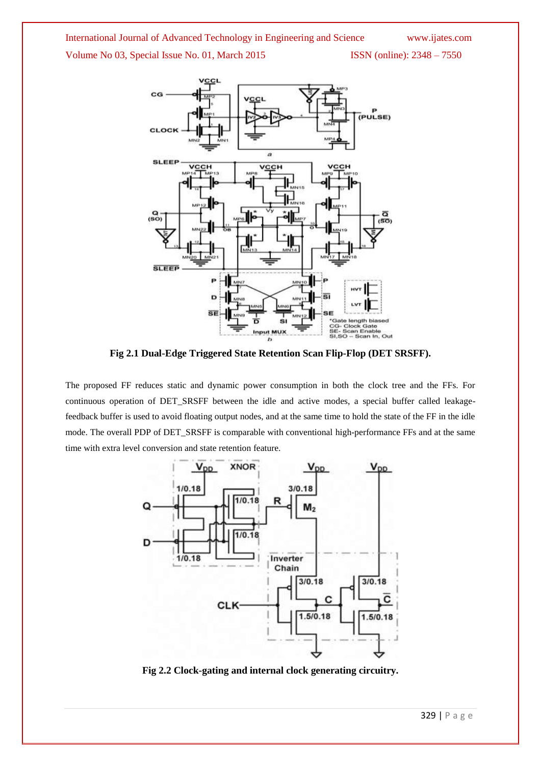**Fig 2.1 Dual-Edge Triggered State Retention Scan Flip-Flop (DET SRSFF).**

The proposed FF reduces static and dynamic power consumption in both the clock tree and the FFs. For continuous operation of DET_SRSFF between the idle and active modes, a special buffer called leakage-feedback buffer is used to avoid floating output nodes, and at the same time to hold the state of the FF in the idle mode. The overall PDP of DET_SRSFF is comparable with conventional high-performance FFs and at the same time with extra level conversion and state retention feature.

**Fig 2.2 Clock-gating and internal clock generating circuitry.**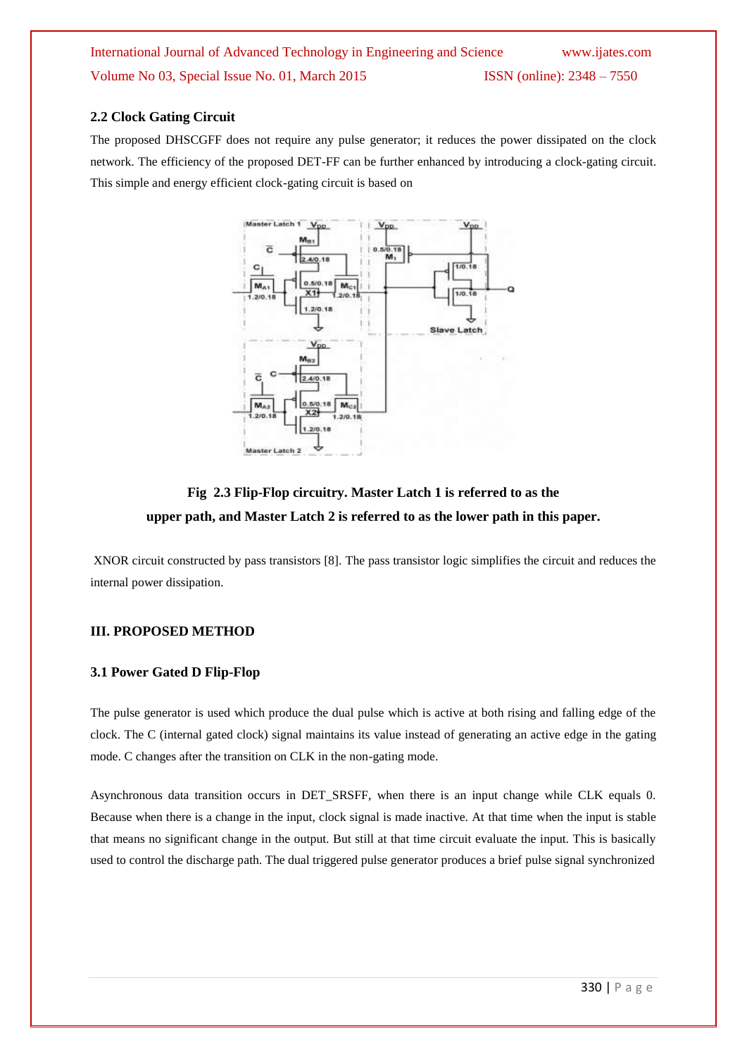### 2.2 Clock Gating Circuit

The proposed DHSCGFF does not require any pulse generator; it reduces the power dissipated on the clock network. The efficiency of the proposed DET-FF can be further enhanced by introducing a clock-gating circuit. This simple and energy efficient clock-gating circuit is based on

**Fig 2.3 Flip-Flop circuitry. Master Latch 1 is referred to as the upper path, and Master Latch 2 is referred to as the lower path in this paper.**

XNOR circuit constructed by pass transistors [8]. The pass transistor logic simplifies the circuit and reduces the internal power dissipation.

## III. PROPOSED METHOD

### 3.1 Power Gated D Flip-Flop

The pulse generator is used which produce the dual pulse which is active at both rising and falling edge of the clock. The C (internal gated clock) signal maintains its value instead of generating an active edge in the gating mode. C changes after the transition on CLK in the non-gating mode.

Asynchronous data transition occurs in DET_SRSFF, when there is an input change while CLK equals 0. Because when there is a change in the input, clock signal is made inactive. At that time when the input is stable that means no significant change in the output. But still at that time circuit evaluate the input. This is basically used to control the discharge path. The dual triggered pulse generator produces a brief pulse signal synchronized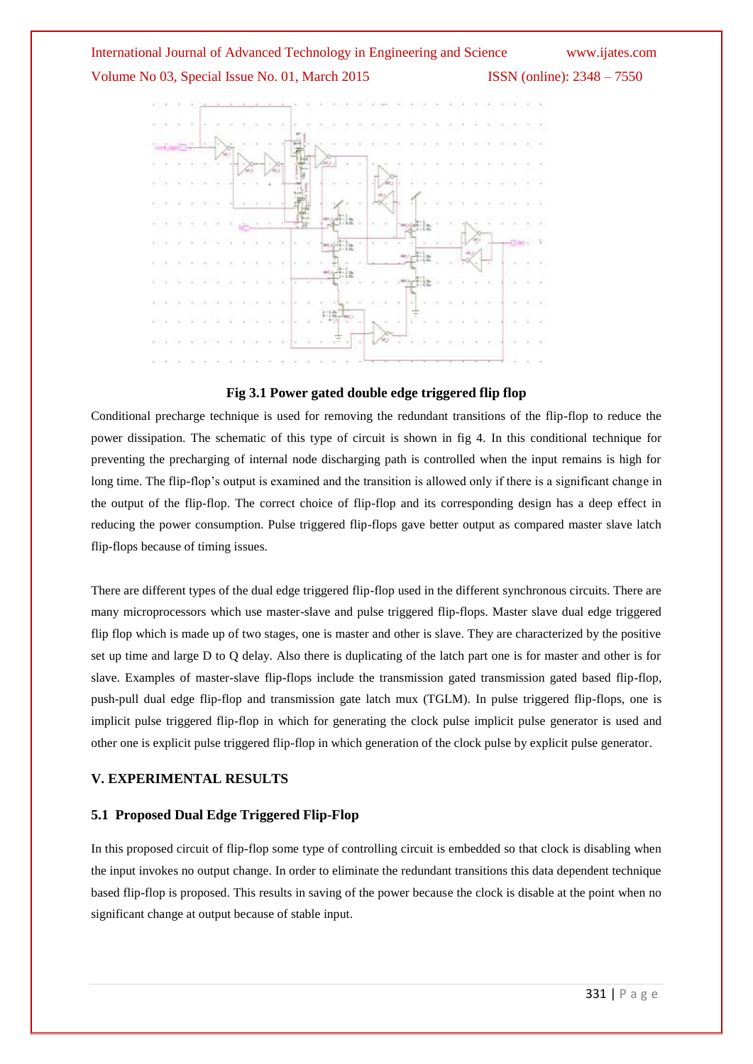**Fig 3.1 Power gated double edge triggered flip flop**

Conditional precharge technique is used for removing the redundant transitions of the flip-flop to reduce the power dissipation. The schematic of this type of circuit is shown in fig 4. In this conditional technique for preventing the precharging of internal node discharging path is controlled when the input remains is high for long time. The flip-flop's output is examined and the transition is allowed only if there is a significant change in the output of the flip-flop. The correct choice of flip-flop and its corresponding design has a deep effect in reducing the power consumption. Pulse triggered flip-flops gave better output as compared master slave latch flip-flops because of timing issues.

There are different types of the dual edge triggered flip-flop used in the different synchronous circuits. There are many microprocessors which use master-slave and pulse triggered flip-flops. Master slave dual edge triggered flip flop which is made up of two stages, one is master and other is slave. They are characterized by the positive set up time and large D to Q delay. Also there is duplicating of the latch part one is for master and other is for slave. Examples of master-slave flip-flops include the transmission gated transmission gated based flip-flop, push-pull dual edge flip-flop and transmission gate latch mux (TGLM). In pulse triggered flip-flops, one is implicit pulse triggered flip-flop in which for generating the clock pulse implicit pulse generator is used and other one is explicit pulse triggered flip-flop in which generation of the clock pulse by explicit pulse generator.

## V. EXPERIMENTAL RESULTS

### 5.1 Proposed Dual Edge Triggered Flip-Flop

In this proposed circuit of flip-flop some type of controlling circuit is embedded so that clock is disabling when the input invokes no output change. In order to eliminate the redundant transitions this data dependent technique based flip-flop is proposed. This results in saving of the power because the clock is disable at the point when no significant change at output because of stable input.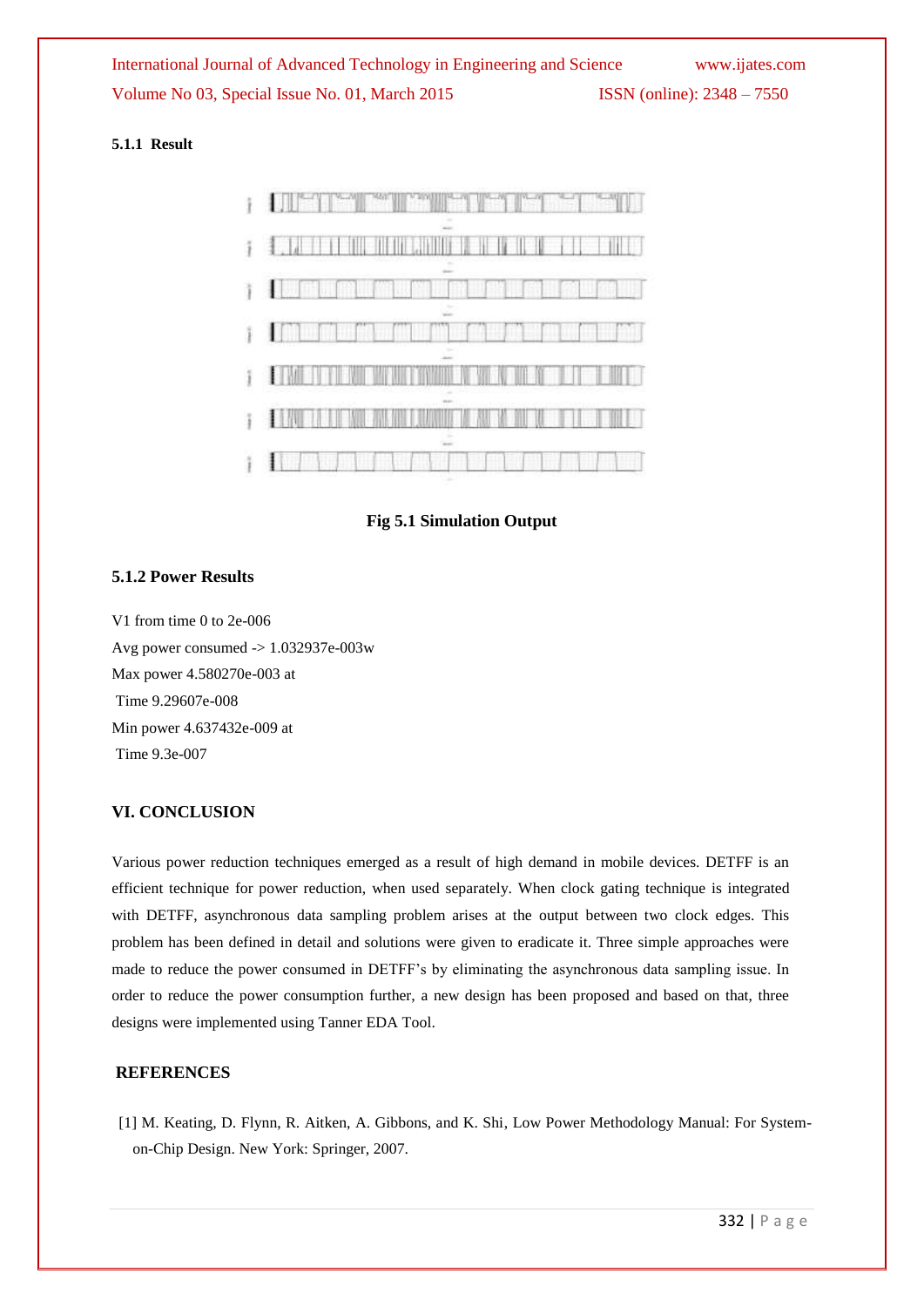#### 5.1.1 Result

Fig 5.1 Simulation Output

#### 5.1.2 Power Results

V1 from time 0 to 2e-006

Avg power consumed -> 1.032937e-003w

Max power 4.580270e-003 at

Time 9.29607e-008

Min power 4.637432e-009 at

Time 9.3e-007

## VI. CONCLUSION

Various power reduction techniques emerged as a result of high demand in mobile devices. DETFF is an efficient technique for power reduction, when used separately. When clock gating technique is integrated with DETFF, asynchronous data sampling problem arises at the output between two clock edges. This problem has been defined in detail and solutions were given to eradicate it. Three simple approaches were made to reduce the power consumed in DETFF's by eliminating the asynchronous data sampling issue. In order to reduce the power consumption further, a new design has been proposed and based on that, three designs were implemented using Tanner EDA Tool.

## REFERENCES

[1] M. Keating, D. Flynn, R. Aitken, A. Gibbons, and K. Shi, Low Power Methodology Manual: For System-on-Chip Design. New York: Springer, 2007.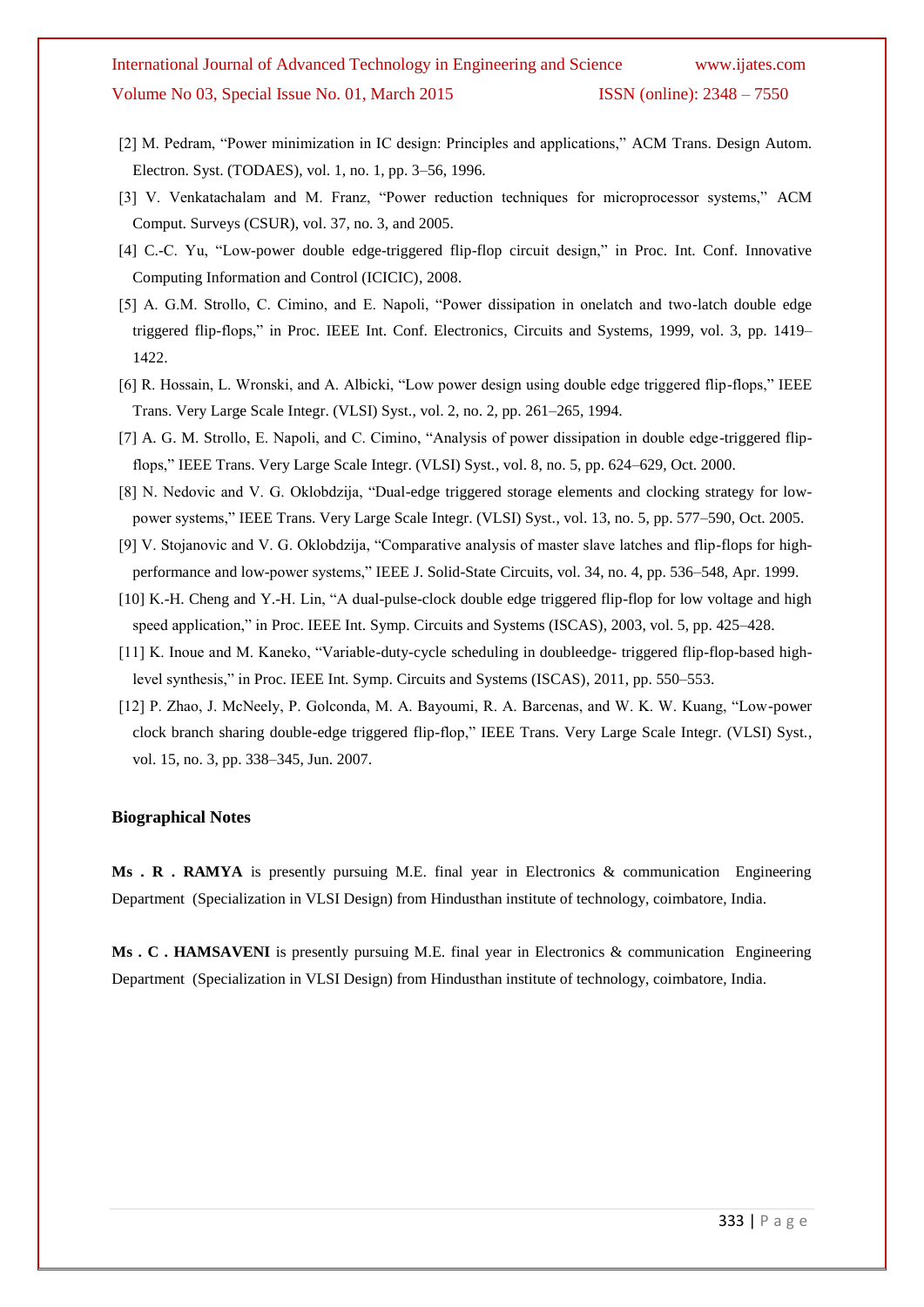[2] M. Pedram, "Power minimization in IC design: Principles and applications," ACM Trans. Design Autom. Electron. Syst. (TODAES), vol. 1, no. 1, pp. 3–56, 1996.

[3] V. Venkatachalam and M. Franz, "Power reduction techniques for microprocessor systems," ACM Comput. Surveys (CSUR), vol. 37, no. 3, and 2005.

[4] C.-C. Yu, "Low-power double edge-triggered flip-flop circuit design," in Proc. Int. Conf. Innovative Computing Information and Control (ICICIC), 2008.

[5] A. G.M. Strollo, C. Cimino, and E. Napoli, "Power dissipation in onelatch and two-latch double edge triggered flip-flops," in Proc. IEEE Int. Conf. Electronics, Circuits and Systems, 1999, vol. 3, pp. 1419–1422.

[6] R. Hossain, L. Wronski, and A. Albicki, "Low power design using double edge triggered flip-flops," IEEE Trans. Very Large Scale Integr. (VLSI) Syst., vol. 2, no. 2, pp. 261–265, 1994.

[7] A. G. M. Strollo, E. Napoli, and C. Cimino, "Analysis of power dissipation in double edge-triggered flip-flops," IEEE Trans. Very Large Scale Integr. (VLSI) Syst., vol. 8, no. 5, pp. 624–629, Oct. 2000.

[8] N. Nedovic and V. G. Oklobdzija, "Dual-edge triggered storage elements and clocking strategy for low-power systems," IEEE Trans. Very Large Scale Integr. (VLSI) Syst., vol. 13, no. 5, pp. 577–590, Oct. 2005.

[9] V. Stojanovic and V. G. Oklobdzija, "Comparative analysis of master slave latches and flip-flops for high-performance and low-power systems," IEEE J. Solid-State Circuits, vol. 34, no. 4, pp. 536–548, Apr. 1999.

[10] K.-H. Cheng and Y.-H. Lin, "A dual-pulse-clock double edge triggered flip-flop for low voltage and high speed application," in Proc. IEEE Int. Symp. Circuits and Systems (ISCAS), 2003, vol. 5, pp. 425–428.

[11] K. Inoue and M. Kaneko, "Variable-duty-cycle scheduling in doubleedge- triggered flip-flop-based high-level synthesis," in Proc. IEEE Int. Symp. Circuits and Systems (ISCAS), 2011, pp. 550–553.

[12] P. Zhao, J. McNeely, P. Golconda, M. A. Bayoumi, R. A. Barcenas, and W. K. W. Kuang, "Low-power clock branch sharing double-edge triggered flip-flop," IEEE Trans. Very Large Scale Integr. (VLSI) Syst., vol. 15, no. 3, pp. 338–345, Jun. 2007.

## Biographical Notes

**Ms . R . RAMYA** is presently pursuing M.E. final year in Electronics & communication Engineering Department (Specialization in VLSI Design) from Hindusthan institute of technology, coimbatore, India.

**Ms . C . HAMSAVENI** is presently pursuing M.E. final year in Electronics & communication Engineering Department (Specialization in VLSI Design) from Hindusthan institute of technology, coimbatore, India.